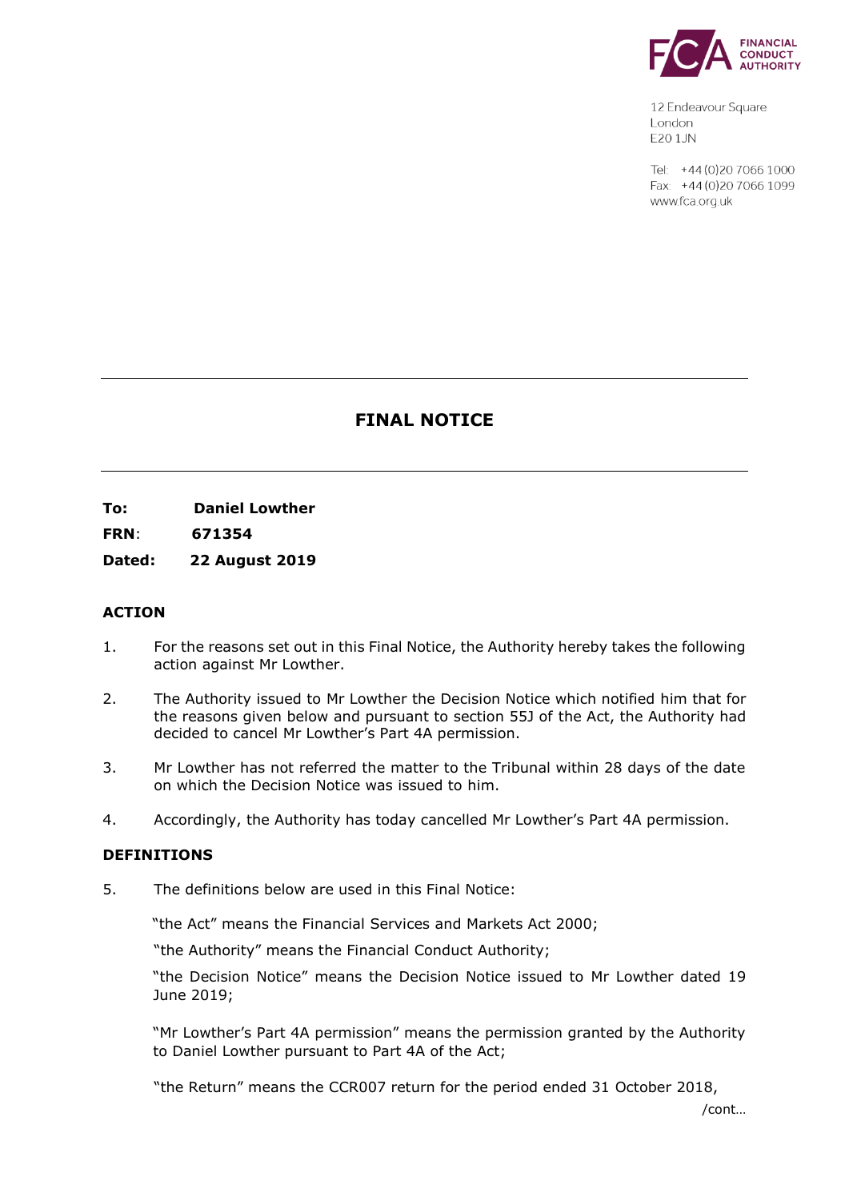FINANCIAL CONDUCT AUTHORITY

12 Endeavour Square
London
E20 1JN

Tel: +44 (0)20 7066 1000
Fax: +44 (0)20 7066 1099
www.fca.org.uk

# FINAL NOTICE

**To:** **Daniel Lowther**

**FRN**: **671354**

**Dated:** **22 August 2019**

## ACTION

1. For the reasons set out in this Final Notice, the Authority hereby takes the following action against Mr Lowther.

2. The Authority issued to Mr Lowther the Decision Notice which notified him that for the reasons given below and pursuant to section 55J of the Act, the Authority had decided to cancel Mr Lowther's Part 4A permission.

3. Mr Lowther has not referred the matter to the Tribunal within 28 days of the date on which the Decision Notice was issued to him.

4. Accordingly, the Authority has today cancelled Mr Lowther's Part 4A permission.

## DEFINITIONS

5. The definitions below are used in this Final Notice:

   "the Act" means the Financial Services and Markets Act 2000;

   "the Authority" means the Financial Conduct Authority;

   "the Decision Notice" means the Decision Notice issued to Mr Lowther dated 19 June 2019;

   "Mr Lowther's Part 4A permission" means the permission granted by the Authority to Daniel Lowther pursuant to Part 4A of the Act;

   "the Return" means the CCR007 return for the period ended 31 October 2018,

/cont…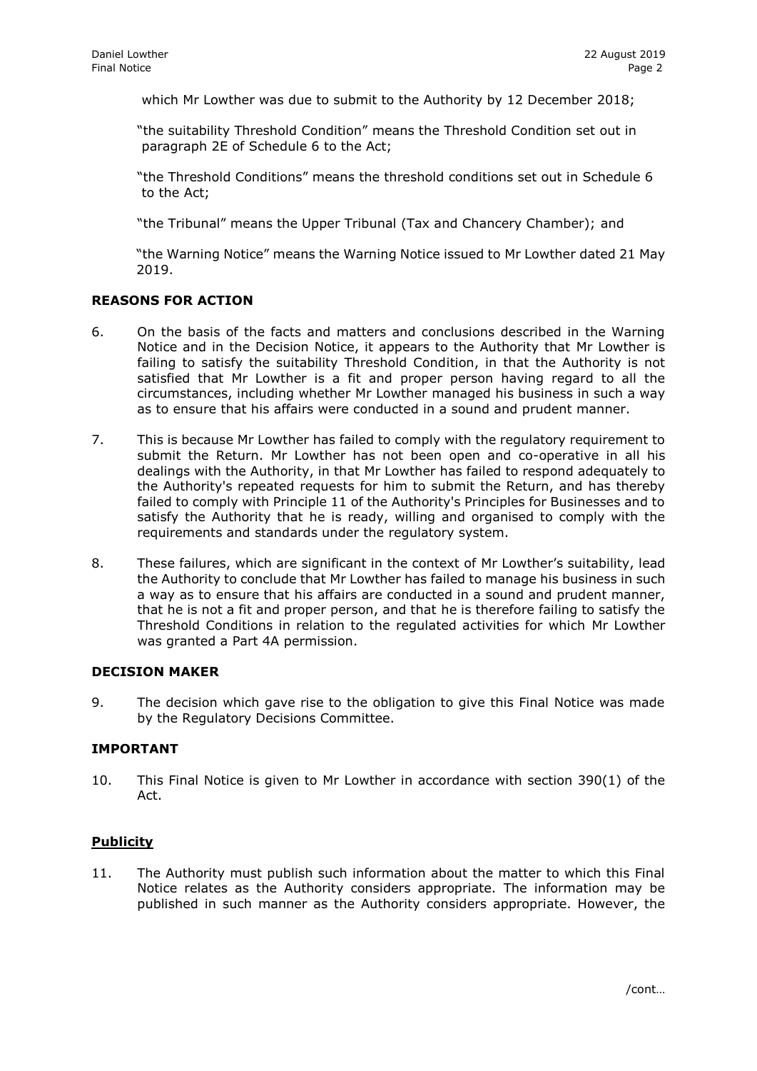which Mr Lowther was due to submit to the Authority by 12 December 2018;

"the suitability Threshold Condition" means the Threshold Condition set out in paragraph 2E of Schedule 6 to the Act;

"the Threshold Conditions" means the threshold conditions set out in Schedule 6 to the Act;

"the Tribunal" means the Upper Tribunal (Tax and Chancery Chamber); and

"the Warning Notice" means the Warning Notice issued to Mr Lowther dated 21 May 2019.

## REASONS FOR ACTION

6. On the basis of the facts and matters and conclusions described in the Warning Notice and in the Decision Notice, it appears to the Authority that Mr Lowther is failing to satisfy the suitability Threshold Condition, in that the Authority is not satisfied that Mr Lowther is a fit and proper person having regard to all the circumstances, including whether Mr Lowther managed his business in such a way as to ensure that his affairs were conducted in a sound and prudent manner.

7. This is because Mr Lowther has failed to comply with the regulatory requirement to submit the Return. Mr Lowther has not been open and co-operative in all his dealings with the Authority, in that Mr Lowther has failed to respond adequately to the Authority's repeated requests for him to submit the Return, and has thereby failed to comply with Principle 11 of the Authority's Principles for Businesses and to satisfy the Authority that he is ready, willing and organised to comply with the requirements and standards under the regulatory system.

8. These failures, which are significant in the context of Mr Lowther's suitability, lead the Authority to conclude that Mr Lowther has failed to manage his business in such a way as to ensure that his affairs are conducted in a sound and prudent manner, that he is not a fit and proper person, and that he is therefore failing to satisfy the Threshold Conditions in relation to the regulated activities for which Mr Lowther was granted a Part 4A permission.

## DECISION MAKER

9. The decision which gave rise to the obligation to give this Final Notice was made by the Regulatory Decisions Committee.

## IMPORTANT

10. This Final Notice is given to Mr Lowther in accordance with section 390(1) of the Act.

### Publicity

11. The Authority must publish such information about the matter to which this Final Notice relates as the Authority considers appropriate. The information may be published in such manner as the Authority considers appropriate. However, the

/cont…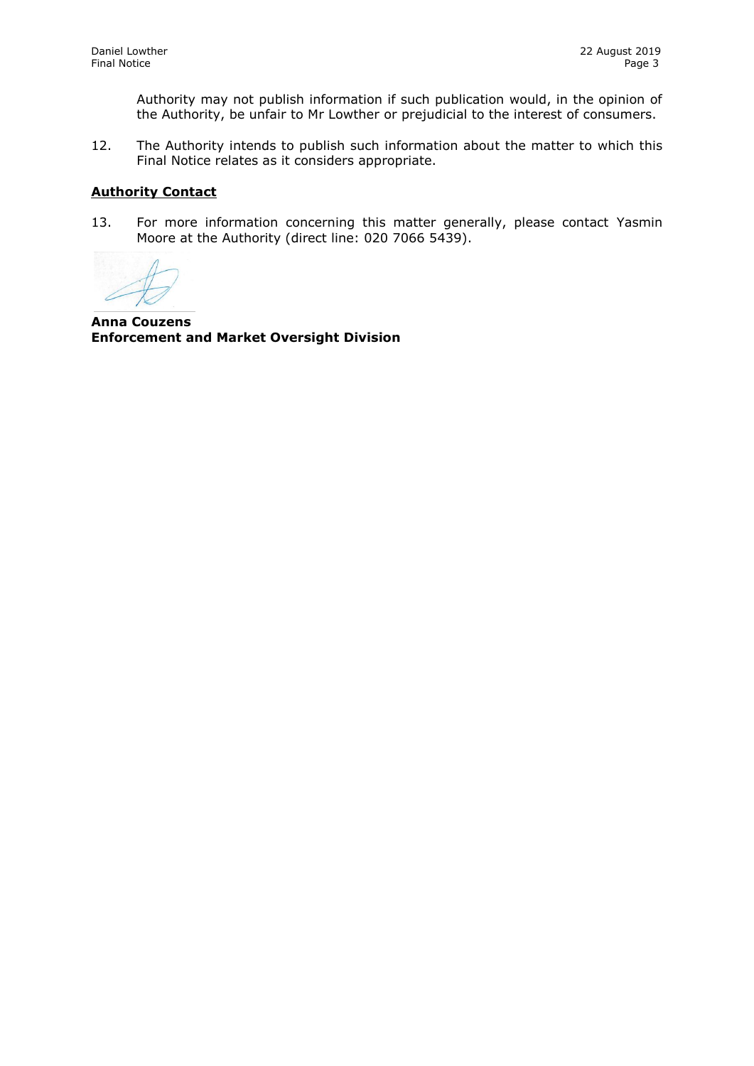Authority may not publish information if such publication would, in the opinion of the Authority, be unfair to Mr Lowther or prejudicial to the interest of consumers.

12. The Authority intends to publish such information about the matter to which this Final Notice relates as it considers appropriate.

**Authority Contact**

13. For more information concerning this matter generally, please contact Yasmin Moore at the Authority (direct line: 020 7066 5439).

**Anna Couzens**
**Enforcement and Market Oversight Division**